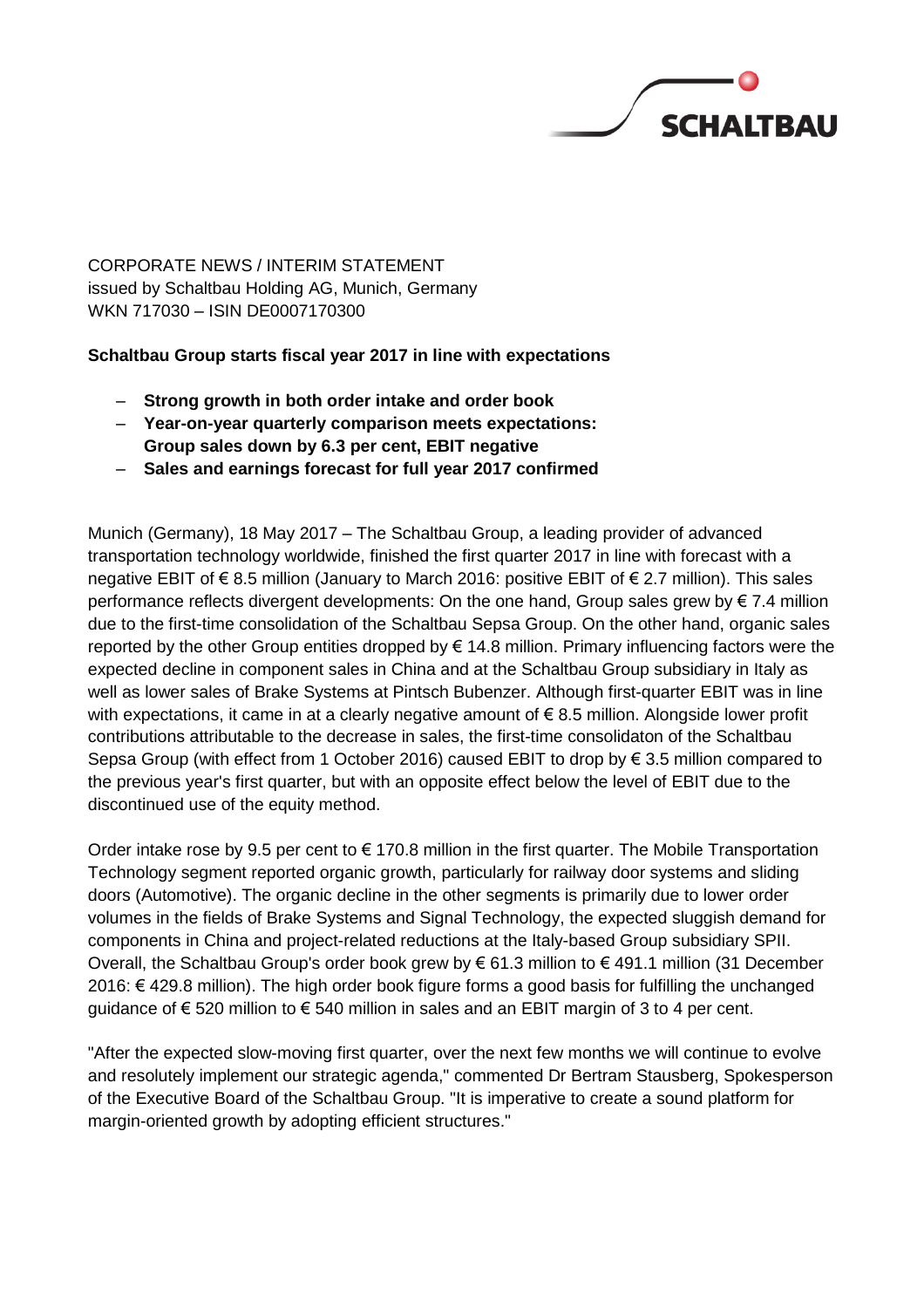CORPORATE NEWS / INTERIM STATEMENT
issued by Schaltbau Holding AG, Munich, Germany
WKN 717030 – ISIN DE0007170300

**Schaltbau Group starts fiscal year 2017 in line with expectations**

- **Strong growth in both order intake and order book**
- **Year-on-year quarterly comparison meets expectations: Group sales down by 6.3 per cent, EBIT negative**
- **Sales and earnings forecast for full year 2017 confirmed**

Munich (Germany), 18 May 2017 – The Schaltbau Group, a leading provider of advanced transportation technology worldwide, finished the first quarter 2017 in line with forecast with a negative EBIT of € 8.5 million (January to March 2016: positive EBIT of € 2.7 million). This sales performance reflects divergent developments: On the one hand, Group sales grew by € 7.4 million due to the first-time consolidation of the Schaltbau Sepsa Group. On the other hand, organic sales reported by the other Group entities dropped by € 14.8 million. Primary influencing factors were the expected decline in component sales in China and at the Schaltbau Group subsidiary in Italy as well as lower sales of Brake Systems at Pintsch Bubenzer. Although first-quarter EBIT was in line with expectations, it came in at a clearly negative amount of € 8.5 million. Alongside lower profit contributions attributable to the decrease in sales, the first-time consolidaton of the Schaltbau Sepsa Group (with effect from 1 October 2016) caused EBIT to drop by € 3.5 million compared to the previous year's first quarter, but with an opposite effect below the level of EBIT due to the discontinued use of the equity method.

Order intake rose by 9.5 per cent to € 170.8 million in the first quarter. The Mobile Transportation Technology segment reported organic growth, particularly for railway door systems and sliding doors (Automotive). The organic decline in the other segments is primarily due to lower order volumes in the fields of Brake Systems and Signal Technology, the expected sluggish demand for components in China and project-related reductions at the Italy-based Group subsidiary SPII. Overall, the Schaltbau Group's order book grew by € 61.3 million to € 491.1 million (31 December 2016: € 429.8 million). The high order book figure forms a good basis for fulfilling the unchanged guidance of € 520 million to € 540 million in sales and an EBIT margin of 3 to 4 per cent.

"After the expected slow-moving first quarter, over the next few months we will continue to evolve and resolutely implement our strategic agenda," commented Dr Bertram Stausberg, Spokesperson of the Executive Board of the Schaltbau Group. "It is imperative to create a sound platform for margin-oriented growth by adopting efficient structures."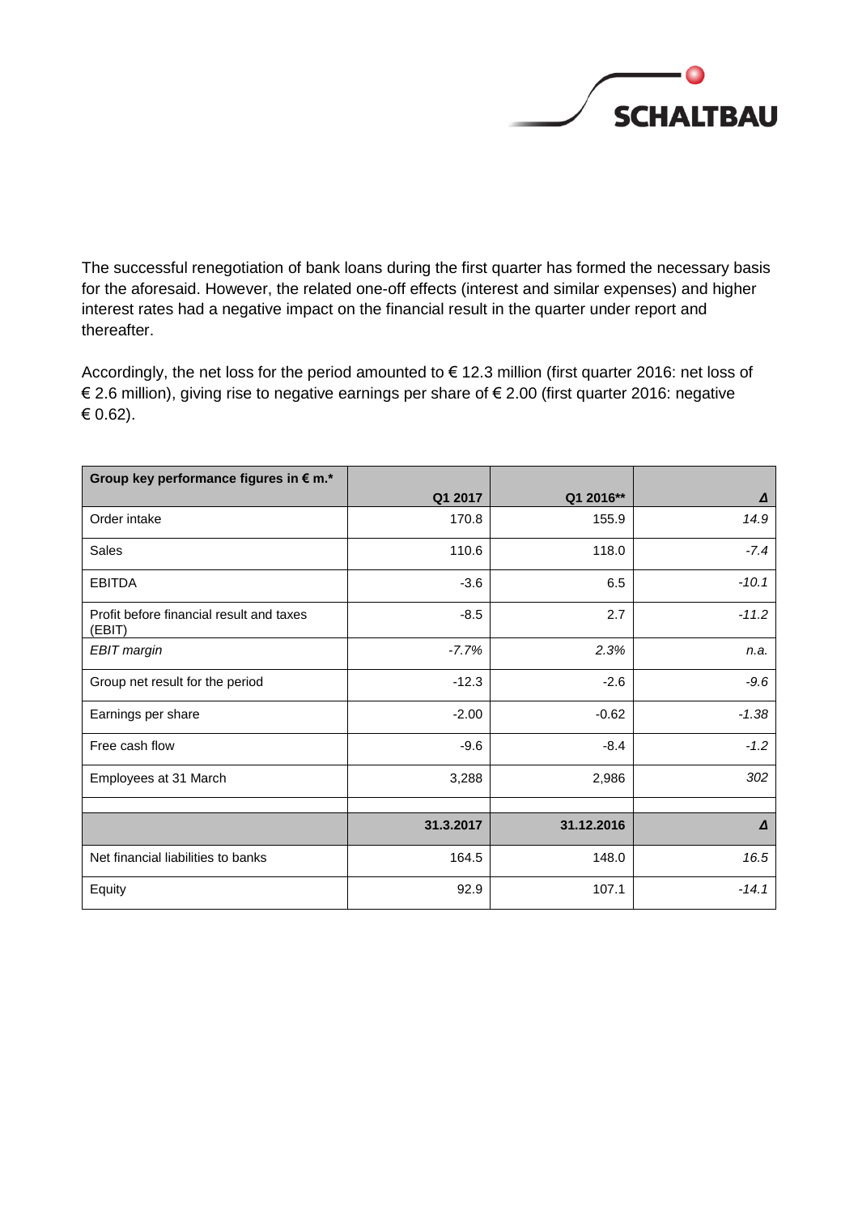The successful renegotiation of bank loans during the first quarter has formed the necessary basis for the aforesaid. However, the related one-off effects (interest and similar expenses) and higher interest rates had a negative impact on the financial result in the quarter under report and thereafter.

Accordingly, the net loss for the period amounted to € 12.3 million (first quarter 2016: net loss of € 2.6 million), giving rise to negative earnings per share of € 2.00 (first quarter 2016: negative € 0.62).

| **Group key performance figures in € m.*** | **Q1 2017** | **Q1 2016**** | ***Δ*** |
|---|---|---|---|
| Order intake | 170.8 | 155.9 | *14.9* |
| Sales | 110.6 | 118.0 | *-7.4* |
| EBITDA | -3.6 | 6.5 | *-10.1* |
| Profit before financial result and taxes (EBIT) | -8.5 | 2.7 | *-11.2* |
| *EBIT margin* | *-7.7%* | *2.3%* | *n.a.* |
| Group net result for the period | -12.3 | -2.6 | *-9.6* |
| Earnings per share | -2.00 | -0.62 | *-1.38* |
| Free cash flow | -9.6 | -8.4 | *-1.2* |
| Employees at 31 March | 3,288 | 2,986 | *302* |
| | | | |
| | **31.3.2017** | **31.12.2016** | ***Δ*** |
| Net financial liabilities to banks | 164.5 | 148.0 | *16.5* |
| Equity | 92.9 | 107.1 | *-14.1* |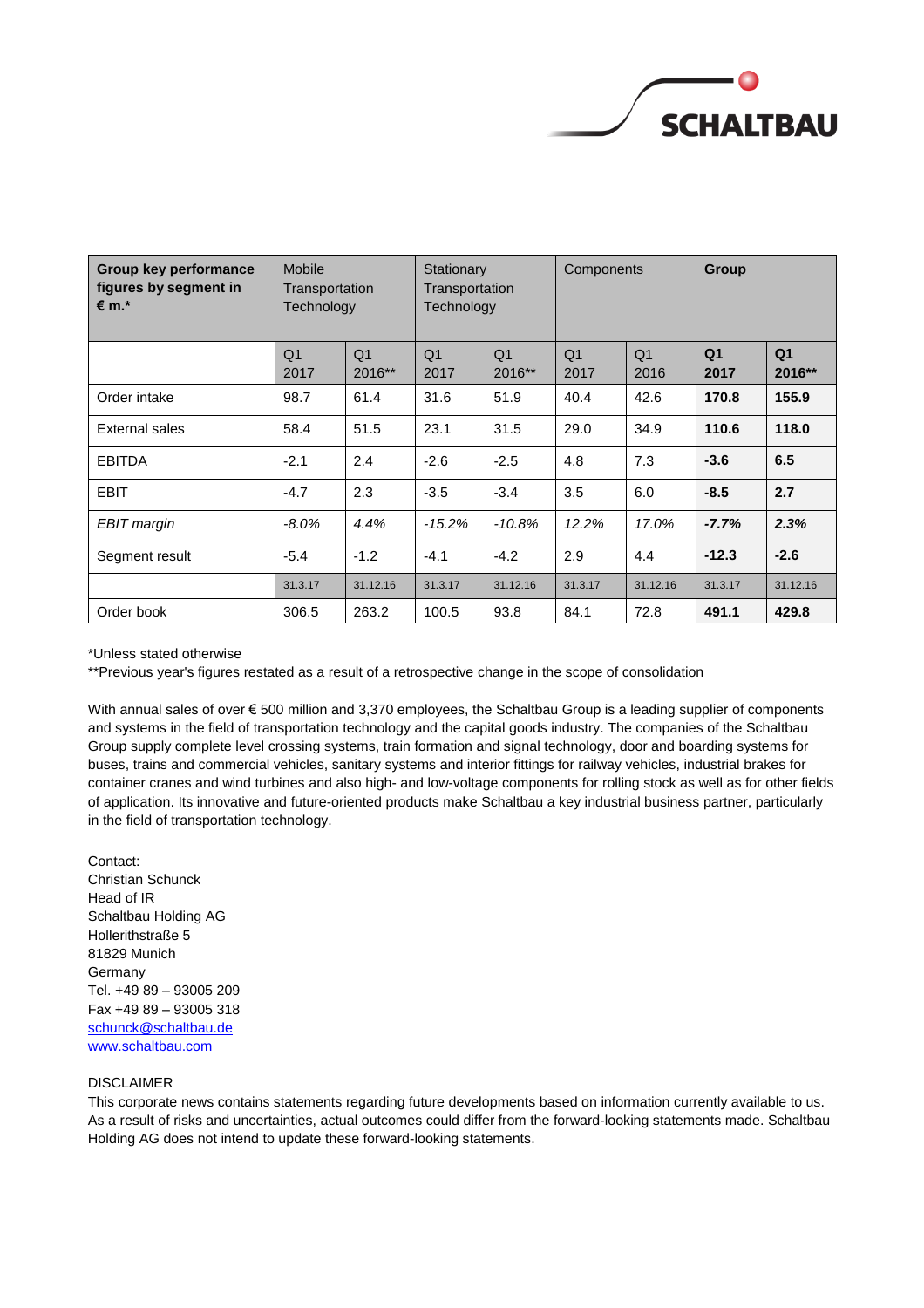| Group key performance figures by segment in € m.* | Mobile Transportation Technology | | Stationary Transportation Technology | | Components | | Group | |
|---|---|---|---|---|---|---|---|---|
| | Q1 2017 | Q1 2016** | Q1 2017 | Q1 2016** | Q1 2017 | Q1 2016 | **Q1 2017** | **Q1 2016**** |
| Order intake | 98.7 | 61.4 | 31.6 | 51.9 | 40.4 | 42.6 | **170.8** | **155.9** |
| External sales | 58.4 | 51.5 | 23.1 | 31.5 | 29.0 | 34.9 | **110.6** | **118.0** |
| EBITDA | -2.1 | 2.4 | -2.6 | -2.5 | 4.8 | 7.3 | **-3.6** | **6.5** |
| EBIT | -4.7 | 2.3 | -3.5 | -3.4 | 3.5 | 6.0 | **-8.5** | **2.7** |
| *EBIT margin* | *-8.0%* | *4.4%* | *-15.2%* | *-10.8%* | *12.2%* | *17.0%* | ***-7.7%*** | ***2.3%*** |
| Segment result | -5.4 | -1.2 | -4.1 | -4.2 | 2.9 | 4.4 | **-12.3** | **-2.6** |
| | 31.3.17 | 31.12.16 | 31.3.17 | 31.12.16 | 31.3.17 | 31.12.16 | 31.3.17 | 31.12.16 |
| Order book | 306.5 | 263.2 | 100.5 | 93.8 | 84.1 | 72.8 | **491.1** | **429.8** |

*Unless stated otherwise
**Previous year's figures restated as a result of a retrospective change in the scope of consolidation

With annual sales of over € 500 million and 3,370 employees, the Schaltbau Group is a leading supplier of components and systems in the field of transportation technology and the capital goods industry. The companies of the Schaltbau Group supply complete level crossing systems, train formation and signal technology, door and boarding systems for buses, trains and commercial vehicles, sanitary systems and interior fittings for railway vehicles, industrial brakes for container cranes and wind turbines and also high- and low-voltage components for rolling stock as well as for other fields of application. Its innovative and future-oriented products make Schaltbau a key industrial business partner, particularly in the field of transportation technology.

Contact:
Christian Schunck
Head of IR
Schaltbau Holding AG
Hollerithstraße 5
81829 Munich
Germany
Tel. +49 89 – 93005 209
Fax +49 89 – 93005 318
schunck@schaltbau.de
www.schaltbau.com

DISCLAIMER
This corporate news contains statements regarding future developments based on information currently available to us. As a result of risks and uncertainties, actual outcomes could differ from the forward-looking statements made. Schaltbau Holding AG does not intend to update these forward-looking statements.